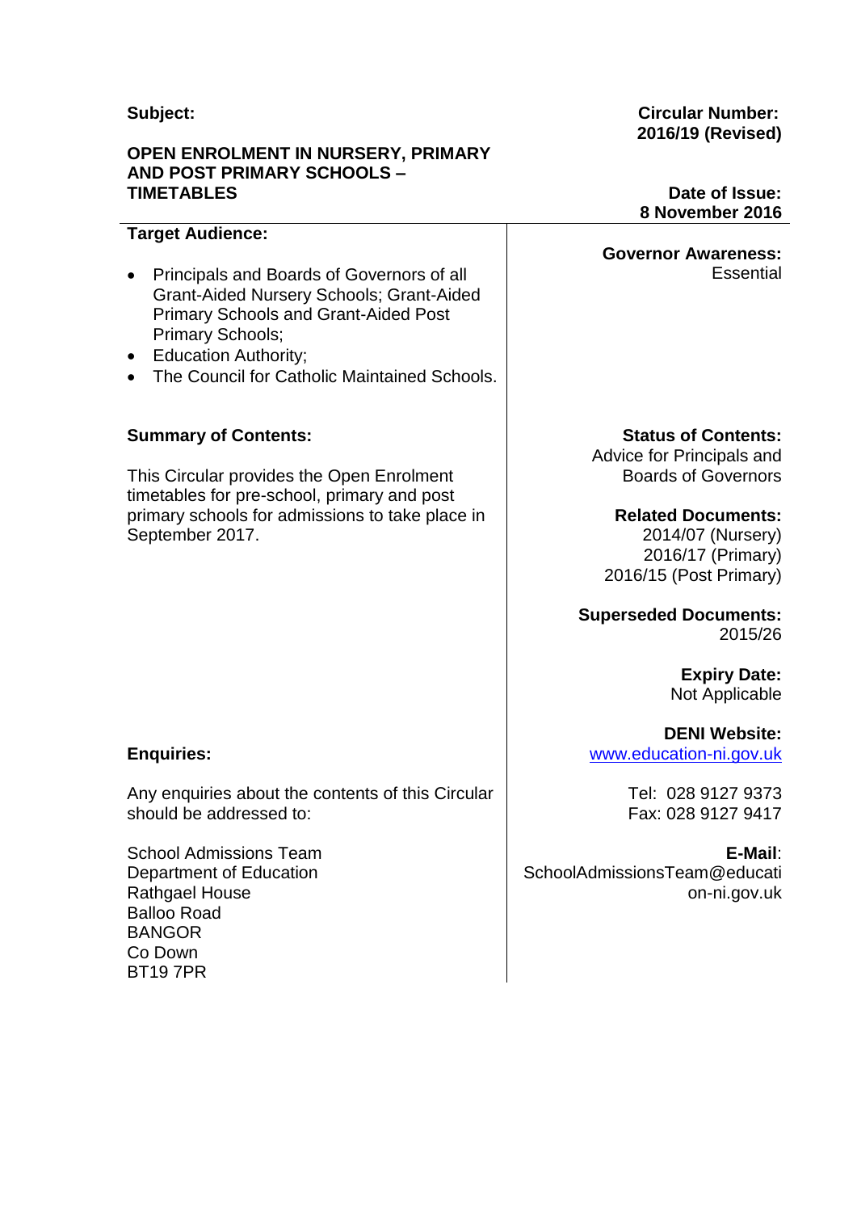**Subject:**

**OPEN ENROLMENT IN NURSERY, PRIMARY AND POST PRIMARY SCHOOLS – TIMETABLES**

**Circular Number: 2016/19 (Revised)**

**Date of Issue: 8 November 2016**

**Target Audience:**

- Principals and Boards of Governors of all Grant-Aided Nursery Schools; Grant-Aided Primary Schools and Grant-Aided Post Primary Schools;
- Education Authority;
- The Council for Catholic Maintained Schools.

**Governor Awareness:** Essential

**Summary of Contents:**

This Circular provides the Open Enrolment timetables for pre-school, primary and post primary schools for admissions to take place in September 2017.

**Status of Contents:** Advice for Principals and Boards of Governors

**Related Documents:**
2014/07 (Nursery)
2016/17 (Primary)
2016/15 (Post Primary)

**Superseded Documents:** 2015/26

**Expiry Date:** Not Applicable

**DENI Website:** www.education-ni.gov.uk

**Enquiries:**

Any enquiries about the contents of this Circular should be addressed to:

School Admissions Team
Department of Education
Rathgael House
Balloo Road
BANGOR
Co Down
BT19 7PR

Tel: 028 9127 9373
Fax: 028 9127 9417

**E-Mail**: SchoolAdmissionsTeam@education-ni.gov.uk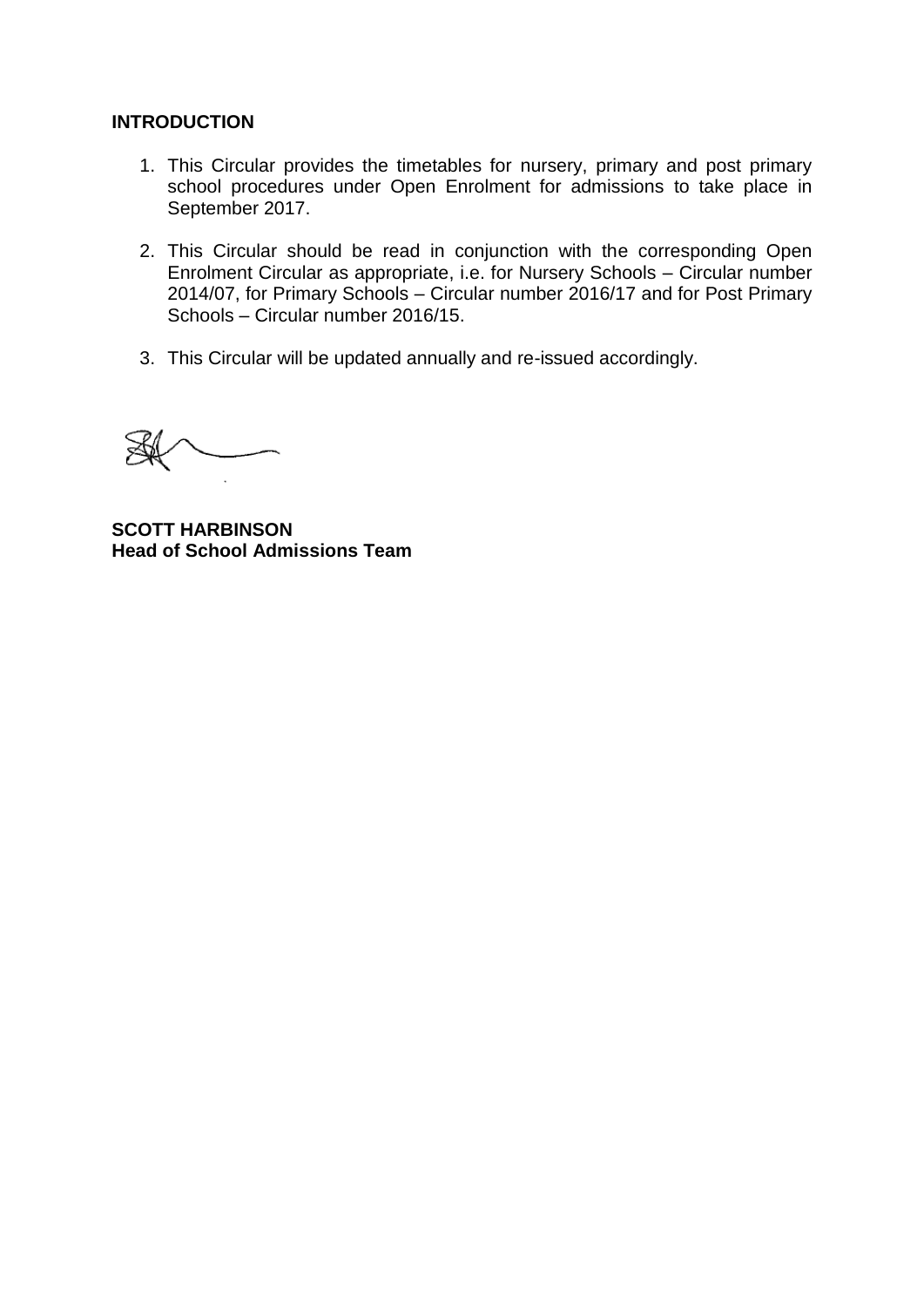**INTRODUCTION**

1. This Circular provides the timetables for nursery, primary and post primary school procedures under Open Enrolment for admissions to take place in September 2017.

2. This Circular should be read in conjunction with the corresponding Open Enrolment Circular as appropriate, i.e. for Nursery Schools – Circular number 2014/07, for Primary Schools – Circular number 2016/17 and for Post Primary Schools – Circular number 2016/15.

3. This Circular will be updated annually and re-issued accordingly.

**SCOTT HARBINSON**
**Head of School Admissions Team**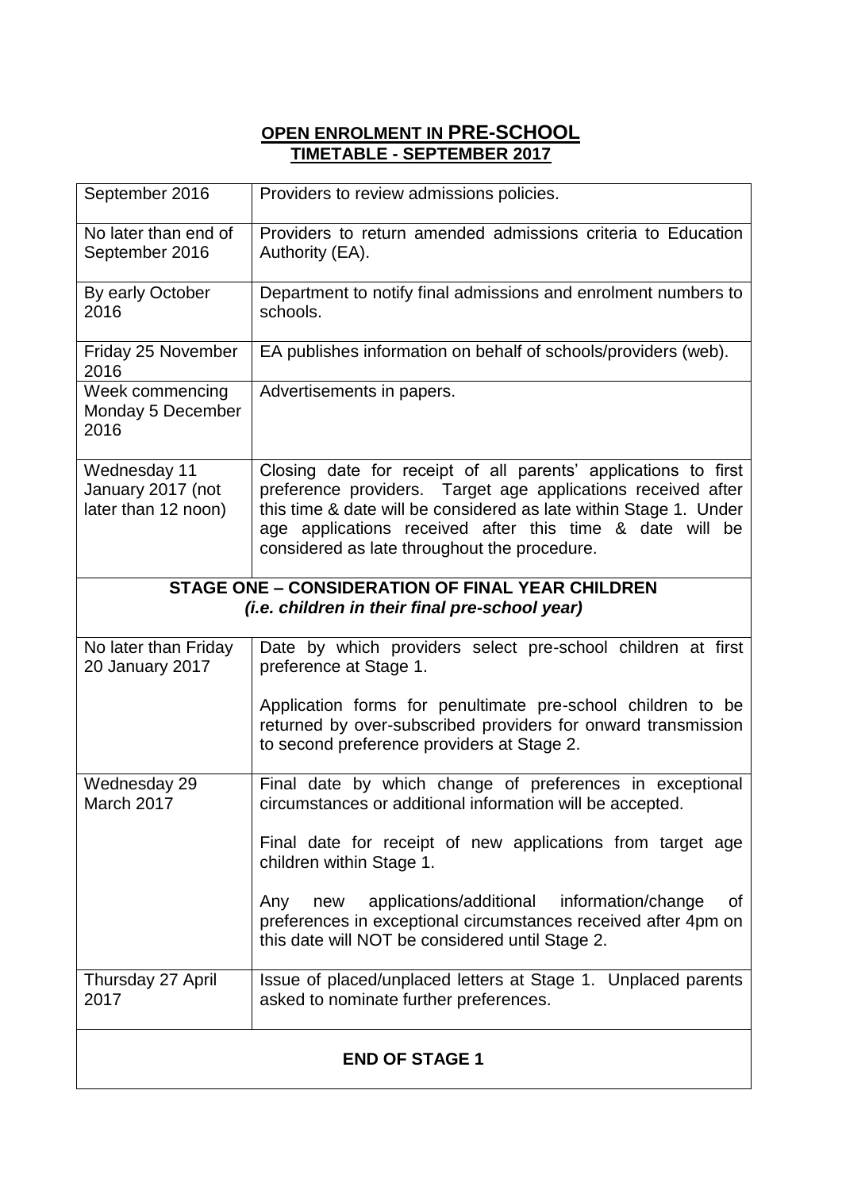# OPEN ENROLMENT IN PRE-SCHOOL
## TIMETABLE - SEPTEMBER 2017

| | |
|---|---|
| September 2016 | Providers to review admissions policies. |
| No later than end of September 2016 | Providers to return amended admissions criteria to Education Authority (EA). |
| By early October 2016 | Department to notify final admissions and enrolment numbers to schools. |
| Friday 25 November 2016 | EA publishes information on behalf of schools/providers (web). |
| Week commencing Monday 5 December 2016 | Advertisements in papers. |
| Wednesday 11 January 2017 (not later than 12 noon) | Closing date for receipt of all parents' applications to first preference providers. Target age applications received after this time & date will be considered as late within Stage 1. Under age applications received after this time & date will be considered as late throughout the procedure. |
| **STAGE ONE – CONSIDERATION OF FINAL YEAR CHILDREN** ***(i.e. children in their final pre-school year)*** | |
| No later than Friday 20 January 2017 | Date by which providers select pre-school children at first preference at Stage 1.<br><br>Application forms for penultimate pre-school children to be returned by over-subscribed providers for onward transmission to second preference providers at Stage 2. |
| Wednesday 29 March 2017 | Final date by which change of preferences in exceptional circumstances or additional information will be accepted.<br><br>Final date for receipt of new applications from target age children within Stage 1.<br><br>Any new applications/additional information/change of preferences in exceptional circumstances received after 4pm on this date will NOT be considered until Stage 2. |
| Thursday 27 April 2017 | Issue of placed/unplaced letters at Stage 1. Unplaced parents asked to nominate further preferences. |
| **END OF STAGE 1** | |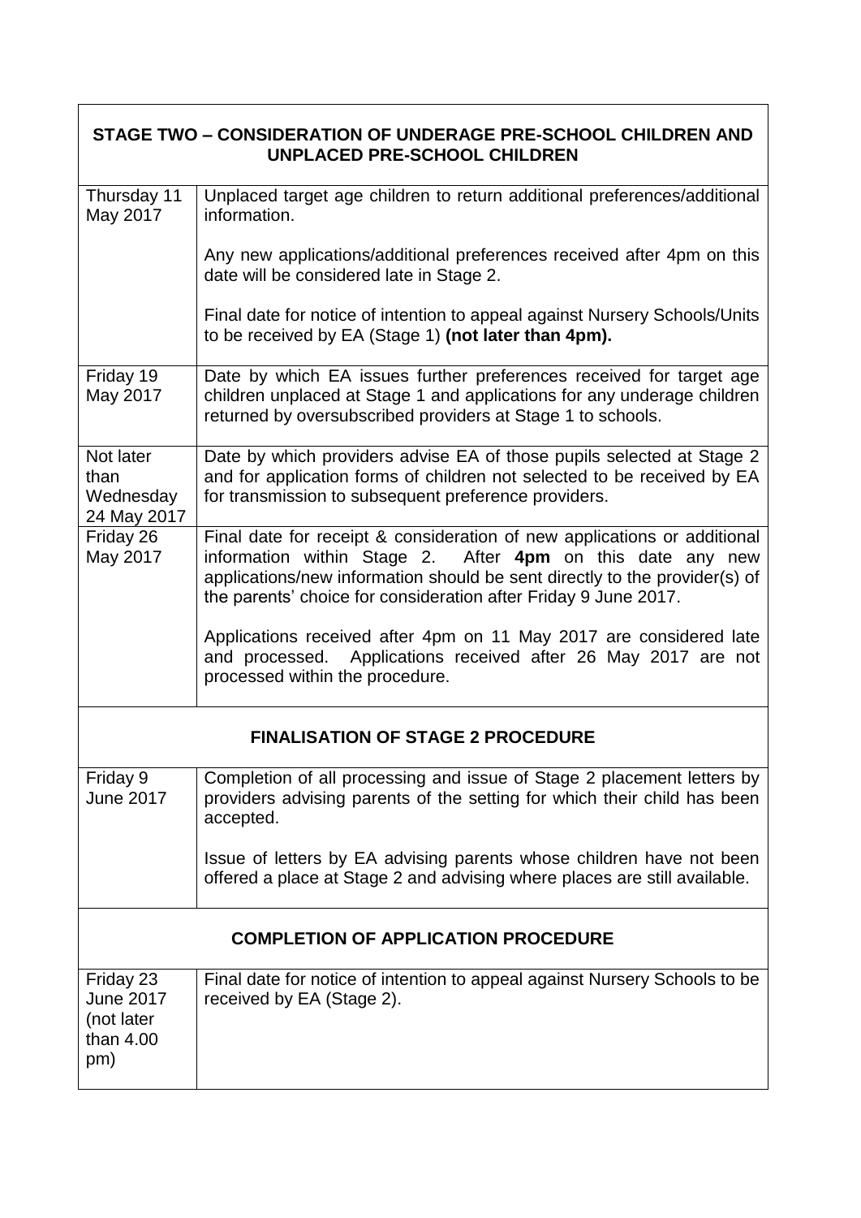| STAGE TWO – CONSIDERATION OF UNDERAGE PRE-SCHOOL CHILDREN AND UNPLACED PRE-SCHOOL CHILDREN | |
|---|---|
| Thursday 11 May 2017 | Unplaced target age children to return additional preferences/additional information.<br><br>Any new applications/additional preferences received after 4pm on this date will be considered late in Stage 2.<br><br>Final date for notice of intention to appeal against Nursery Schools/Units to be received by EA (Stage 1) **(not later than 4pm).** |
| Friday 19 May 2017 | Date by which EA issues further preferences received for target age children unplaced at Stage 1 and applications for any underage children returned by oversubscribed providers at Stage 1 to schools. |
| Not later than Wednesday 24 May 2017 | Date by which providers advise EA of those pupils selected at Stage 2 and for application forms of children not selected to be received by EA for transmission to subsequent preference providers. |
| Friday 26 May 2017 | Final date for receipt & consideration of new applications or additional information within Stage 2. After **4pm** on this date any new applications/new information should be sent directly to the provider(s) of the parents' choice for consideration after Friday 9 June 2017.<br><br>Applications received after 4pm on 11 May 2017 are considered late and processed. Applications received after 26 May 2017 are not processed within the procedure. |
| **FINALISATION OF STAGE 2 PROCEDURE** | |
| Friday 9 June 2017 | Completion of all processing and issue of Stage 2 placement letters by providers advising parents of the setting for which their child has been accepted.<br><br>Issue of letters by EA advising parents whose children have not been offered a place at Stage 2 and advising where places are still available. |
| **COMPLETION OF APPLICATION PROCEDURE** | |
| Friday 23 June 2017 (not later than 4.00 pm) | Final date for notice of intention to appeal against Nursery Schools to be received by EA (Stage 2). |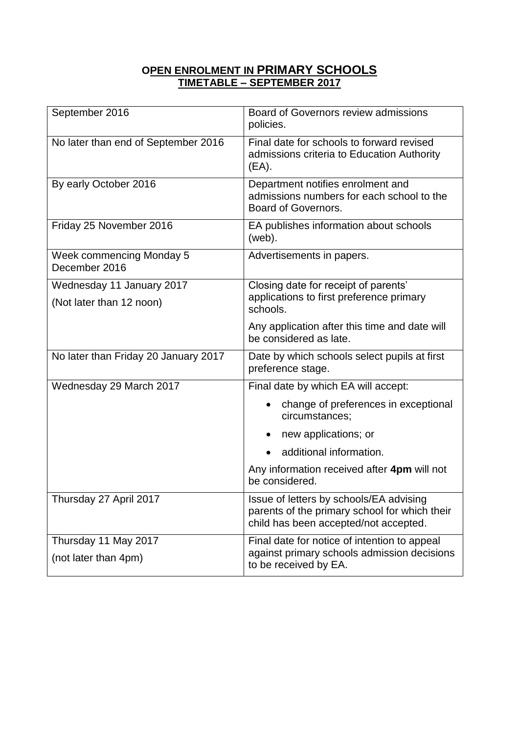## OPEN ENROLMENT IN PRIMARY SCHOOLS
## TIMETABLE – SEPTEMBER 2017

| | |
|---|---|
| September 2016 | Board of Governors review admissions policies. |
| No later than end of September 2016 | Final date for schools to forward revised admissions criteria to Education Authority (EA). |
| By early October 2016 | Department notifies enrolment and admissions numbers for each school to the Board of Governors. |
| Friday 25 November 2016 | EA publishes information about schools (web). |
| Week commencing Monday 5 December 2016 | Advertisements in papers. |
| Wednesday 11 January 2017<br>(Not later than 12 noon) | Closing date for receipt of parents' applications to first preference primary schools.<br>Any application after this time and date will be considered as late. |
| No later than Friday 20 January 2017 | Date by which schools select pupils at first preference stage. |
| Wednesday 29 March 2017 | Final date by which EA will accept:<br>• change of preferences in exceptional circumstances;<br>• new applications; or<br>• additional information.<br>Any information received after **4pm** will not be considered. |
| Thursday 27 April 2017 | Issue of letters by schools/EA advising parents of the primary school for which their child has been accepted/not accepted. |
| Thursday 11 May 2017<br>(not later than 4pm) | Final date for notice of intention to appeal against primary schools admission decisions to be received by EA. |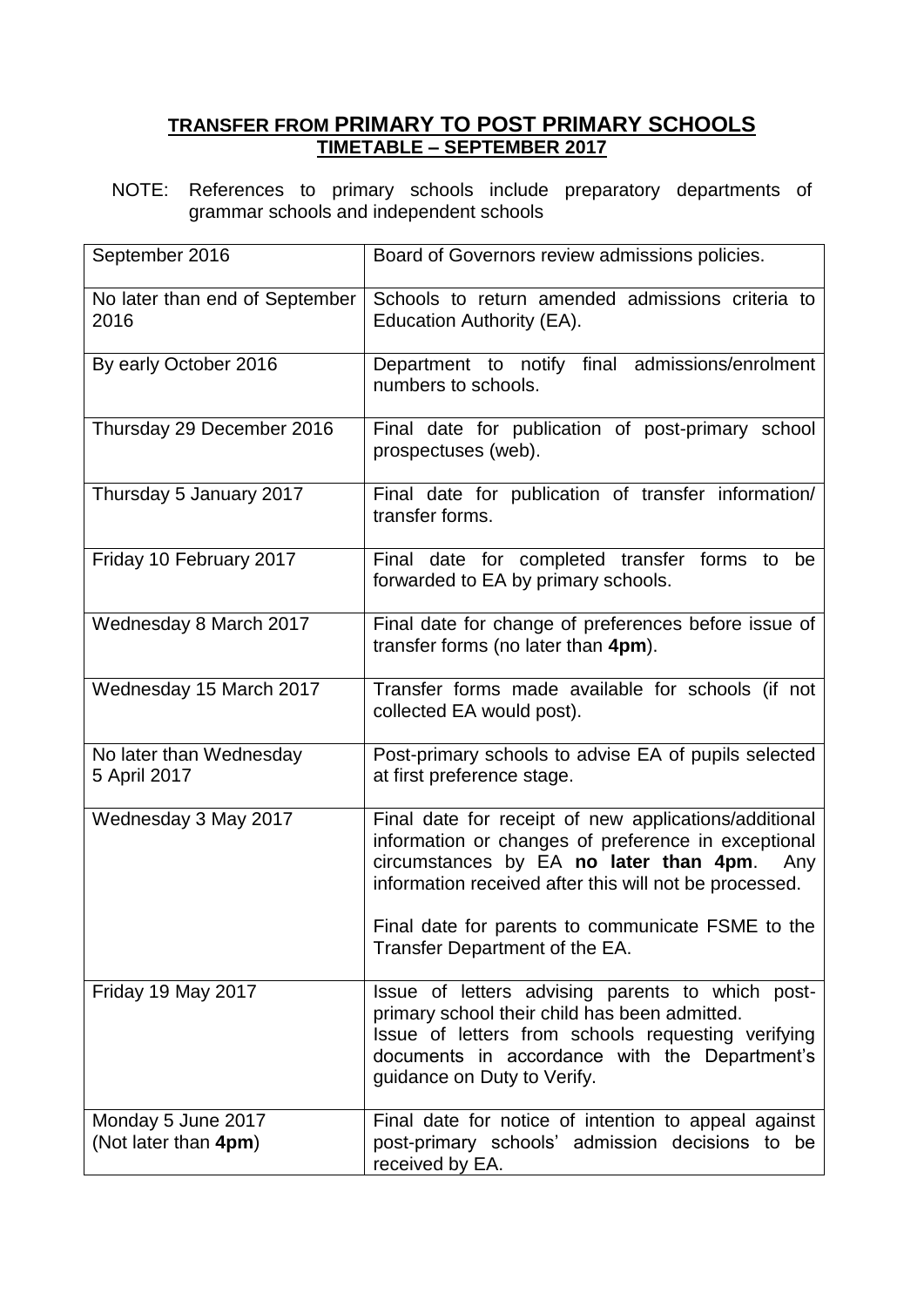## TRANSFER FROM PRIMARY TO POST PRIMARY SCHOOLS
## TIMETABLE – SEPTEMBER 2017

NOTE: References to primary schools include preparatory departments of grammar schools and independent schools

| | |
|---|---|
| September 2016 | Board of Governors review admissions policies. |
| No later than end of September 2016 | Schools to return amended admissions criteria to Education Authority (EA). |
| By early October 2016 | Department to notify final admissions/enrolment numbers to schools. |
| Thursday 29 December 2016 | Final date for publication of post-primary school prospectuses (web). |
| Thursday 5 January 2017 | Final date for publication of transfer information/ transfer forms. |
| Friday 10 February 2017 | Final date for completed transfer forms to be forwarded to EA by primary schools. |
| Wednesday 8 March 2017 | Final date for change of preferences before issue of transfer forms (no later than **4pm**). |
| Wednesday 15 March 2017 | Transfer forms made available for schools (if not collected EA would post). |
| No later than Wednesday 5 April 2017 | Post-primary schools to advise EA of pupils selected at first preference stage. |
| Wednesday 3 May 2017 | Final date for receipt of new applications/additional information or changes of preference in exceptional circumstances by EA **no later than 4pm**. Any information received after this will not be processed.<br><br>Final date for parents to communicate FSME to the Transfer Department of the EA. |
| Friday 19 May 2017 | Issue of letters advising parents to which post-primary school their child has been admitted.<br>Issue of letters from schools requesting verifying documents in accordance with the Department's guidance on Duty to Verify. |
| Monday 5 June 2017 (Not later than **4pm**) | Final date for notice of intention to appeal against post-primary schools' admission decisions to be received by EA. |